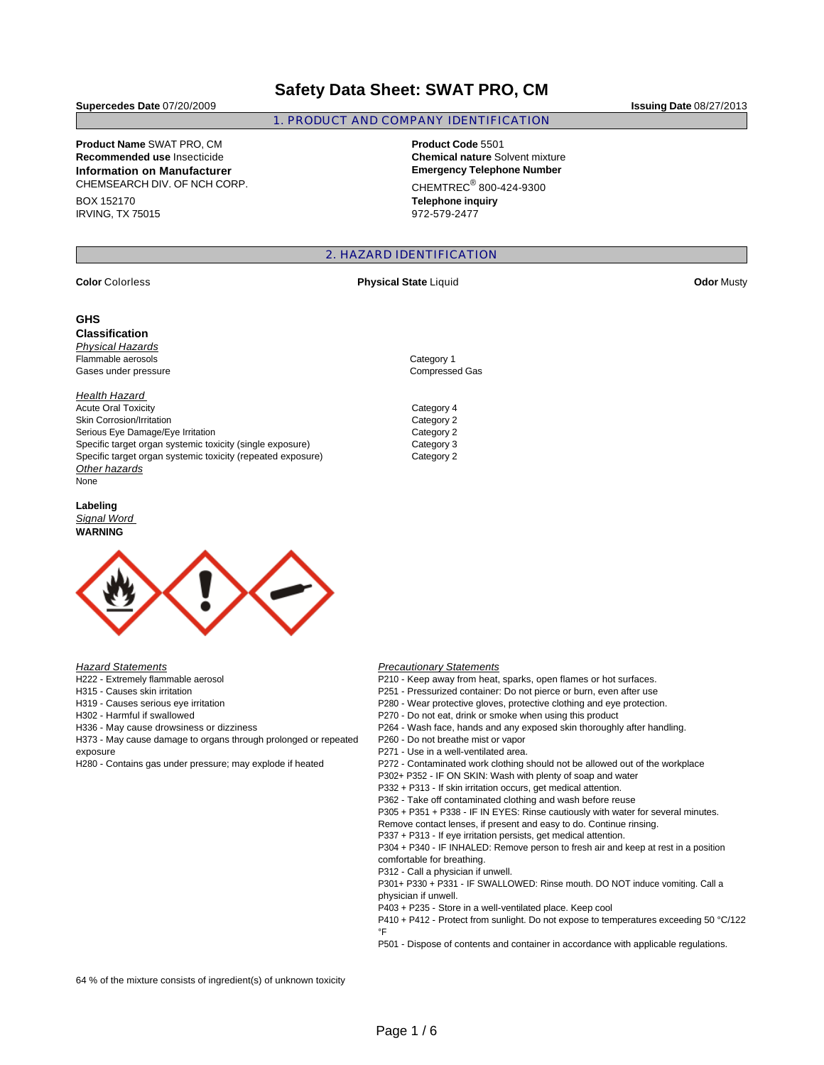# Safety Data Sheet: SWAT PRO, CM

**Supercedes Date** 07/20/2009 **Issuing Date** 08/27/2013

## 1. PRODUCT AND COMPANY IDENTIFICATION

**Product Name** SWAT PRO, CM
**Recommended use** Insecticide
**Information on Manufacturer**
CHEMSEARCH DIV. OF NCH CORP.

BOX 152170
IRVING, TX 75015

**Product Code** 5501
**Chemical nature** Solvent mixture
**Emergency Telephone Number**
CHEMTREC® 800-424-9300
**Telephone inquiry**
972-579-2477

## 2. HAZARD IDENTIFICATION

**Color** Colorless **Physical State** Liquid **Odor** Musty

### GHS Classification

*Physical Hazards*

| | |
|---|---|
| Flammable aerosols | Category 1 |
| Gases under pressure | Compressed Gas |

*Health Hazard*

| | |
|---|---|
| Acute Oral Toxicity | Category 4 |
| Skin Corrosion/Irritation | Category 2 |
| Serious Eye Damage/Eye Irritation | Category 2 |
| Specific target organ systemic toxicity (single exposure) | Category 3 |
| Specific target organ systemic toxicity (repeated exposure) | Category 2 |

*Other hazards*
None

### Labeling

*Signal Word*
**WARNING**

*Hazard Statements*
H222 - Extremely flammable aerosol
H315 - Causes skin irritation
H319 - Causes serious eye irritation
H302 - Harmful if swallowed
H336 - May cause drowsiness or dizziness
H373 - May cause damage to organs through prolonged or repeated exposure
H280 - Contains gas under pressure; may explode if heated

*Precautionary Statements*
P210 - Keep away from heat, sparks, open flames or hot surfaces.
P251 - Pressurized container: Do not pierce or burn, even after use
P280 - Wear protective gloves, protective clothing and eye protection.
P270 - Do not eat, drink or smoke when using this product
P264 - Wash face, hands and any exposed skin thoroughly after handling.
P260 - Do not breathe mist or vapor
P271 - Use in a well-ventilated area.
P272 - Contaminated work clothing should not be allowed out of the workplace
P302+ P352 - IF ON SKIN: Wash with plenty of soap and water
P332 + P313 - If skin irritation occurs, get medical attention.
P362 - Take off contaminated clothing and wash before reuse
P305 + P351 + P338 - IF IN EYES: Rinse cautiously with water for several minutes. Remove contact lenses, if present and easy to do. Continue rinsing.
P337 + P313 - If eye irritation persists, get medical attention.
P304 + P340 - IF INHALED: Remove person to fresh air and keep at rest in a position comfortable for breathing.
P312 - Call a physician if unwell.
P301+ P330 + P331 - IF SWALLOWED: Rinse mouth. DO NOT induce vomiting. Call a physician if unwell.
P403 + P235 - Store in a well-ventilated place. Keep cool
P410 + P412 - Protect from sunlight. Do not expose to temperatures exceeding 50 °C/122 °F
P501 - Dispose of contents and container in accordance with applicable regulations.

64 % of the mixture consists of ingredient(s) of unknown toxicity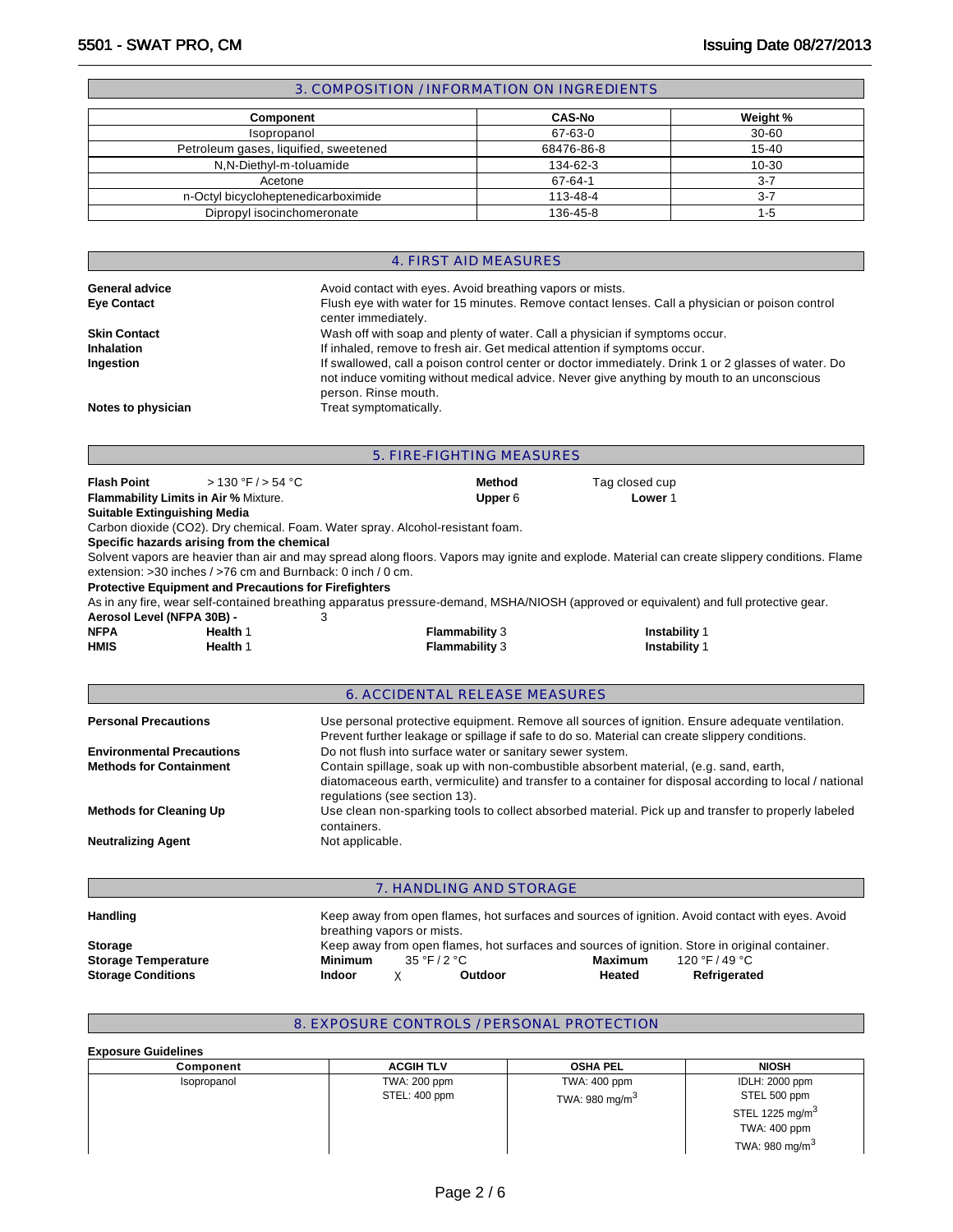## 3. COMPOSITION / INFORMATION ON INGREDIENTS

| Component | CAS-No | Weight % |
|---|---|---|
| Isopropanol | 67-63-0 | 30-60 |
| Petroleum gases, liquified, sweetened | 68476-86-8 | 15-40 |
| N,N-Diethyl-m-toluamide | 134-62-3 | 10-30 |
| Acetone | 67-64-1 | 3-7 |
| n-Octyl bicycloheptenedicarboximide | 113-48-4 | 3-7 |
| Dipropyl isocinchomeronate | 136-45-8 | 1-5 |

## 4. FIRST AID MEASURES

**General advice** Avoid contact with eyes. Avoid breathing vapors or mists.

**Eye Contact** Flush eye with water for 15 minutes. Remove contact lenses. Call a physician or poison control center immediately.

**Skin Contact** Wash off with soap and plenty of water. Call a physician if symptoms occur.

**Inhalation** If inhaled, remove to fresh air. Get medical attention if symptoms occur.

**Ingestion** If swallowed, call a poison control center or doctor immediately. Drink 1 or 2 glasses of water. Do not induce vomiting without medical advice. Never give anything by mouth to an unconscious person. Rinse mouth.

**Notes to physician** Treat symptomatically.

## 5. FIRE-FIGHTING MEASURES

**Flash Point** > 130 °F / > 54 °C **Method** Tag closed cup

**Flammability Limits in Air %** Mixture. **Upper** 6 **Lower** 1

**Suitable Extinguishing Media**

Carbon dioxide (CO2). Dry chemical. Foam. Water spray. Alcohol-resistant foam.

**Specific hazards arising from the chemical**

Solvent vapors are heavier than air and may spread along floors. Vapors may ignite and explode. Material can create slippery conditions. Flame extension: >30 inches / >76 cm and Burnback: 0 inch / 0 cm.

**Protective Equipment and Precautions for Firefighters**

As in any fire, wear self-contained breathing apparatus pressure-demand, MSHA/NIOSH (approved or equivalent) and full protective gear.

**Aerosol Level (NFPA 30B) -** 3

| | | | |
|---|---|---|---|
| **NFPA** | **Health** 1 | **Flammability** 3 | **Instability** 1 |
| **HMIS** | **Health** 1 | **Flammability** 3 | **Instability** 1 |

## 6. ACCIDENTAL RELEASE MEASURES

**Personal Precautions** Use personal protective equipment. Remove all sources of ignition. Ensure adequate ventilation. Prevent further leakage or spillage if safe to do so. Material can create slippery conditions.

**Environmental Precautions** Do not flush into surface water or sanitary sewer system.

**Methods for Containment** Contain spillage, soak up with non-combustible absorbent material, (e.g. sand, earth, diatomaceous earth, vermiculite) and transfer to a container for disposal according to local / national regulations (see section 13).

**Methods for Cleaning Up** Use clean non-sparking tools to collect absorbed material. Pick up and transfer to properly labeled containers.

**Neutralizing Agent** Not applicable.

## 7. HANDLING AND STORAGE

**Handling** Keep away from open flames, hot surfaces and sources of ignition. Avoid contact with eyes. Avoid breathing vapors or mists.

**Storage** Keep away from open flames, hot surfaces and sources of ignition. Store in original container.

**Storage Temperature** **Minimum** 35 °F / 2 °C **Maximum** 120 °F / 49 °C

**Storage Conditions** **Indoor** X **Outdoor** **Heated** **Refrigerated**

## 8. EXPOSURE CONTROLS / PERSONAL PROTECTION

**Exposure Guidelines**

| Component | ACGIH TLV | OSHA PEL | NIOSH |
|---|---|---|---|
| Isopropanol | TWA: 200 ppm<br>STEL: 400 ppm | TWA: 400 ppm<br>TWA: 980 mg/m$^3$ | IDLH: 2000 ppm<br>STEL 500 ppm<br>STEL 1225 mg/m$^3$<br>TWA: 400 ppm<br>TWA: 980 mg/m$^3$ |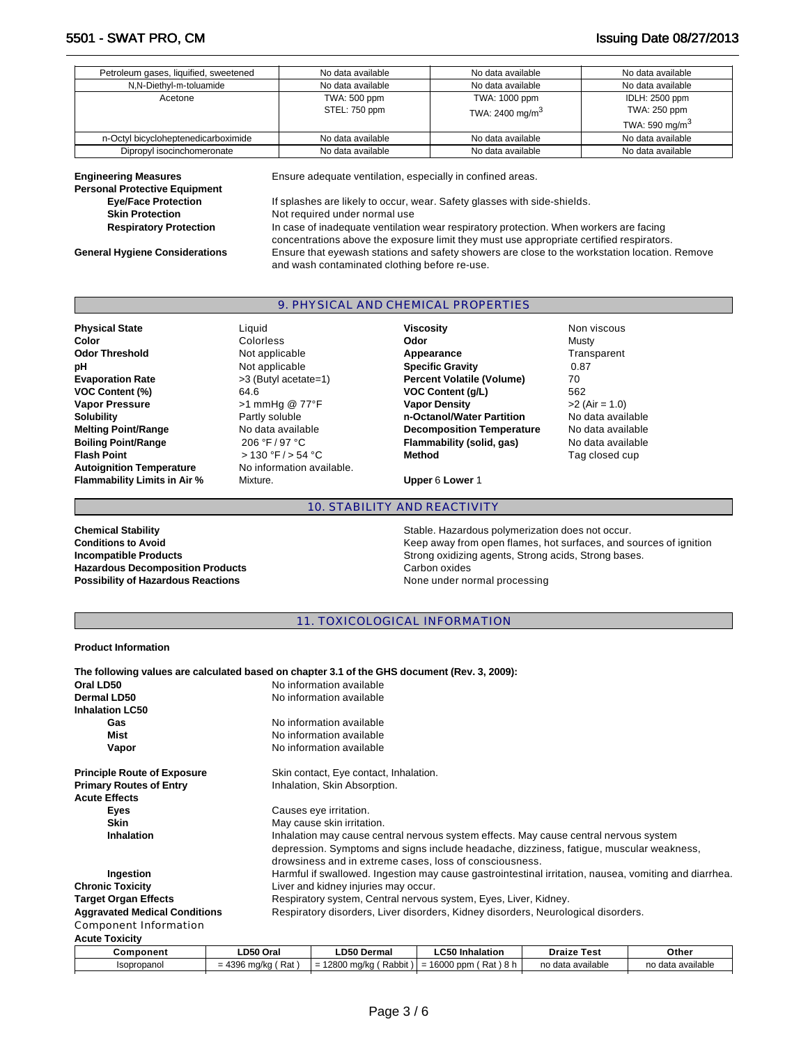| Petroleum gases, liquified, sweetened | No data available | No data available | No data available |
|---|---|---|---|
| N,N-Diethyl-m-toluamide | No data available | No data available | No data available |
| Acetone | TWA: 500 ppm<br>STEL: 750 ppm | TWA: 1000 ppm<br>TWA: 2400 mg/m$^3$ | IDLH: 2500 ppm<br>TWA: 250 ppm<br>TWA: 590 mg/m$^3$ |
| n-Octyl bicycloheptenedicarboximide | No data available | No data available | No data available |
| Dipropyl isocinchomeronate | No data available | No data available | No data available |

**Engineering Measures** Ensure adequate ventilation, especially in confined areas.

**Personal Protective Equipment**

- **Eye/Face Protection** If splashes are likely to occur, wear. Safety glasses with side-shields.
- **Skin Protection** Not required under normal use
- **Respiratory Protection** In case of inadequate ventilation wear respiratory protection. When workers are facing concentrations above the exposure limit they must use appropriate certified respirators.

**General Hygiene Considerations** Ensure that eyewash stations and safety showers are close to the workstation location. Remove and wash contaminated clothing before re-use.

## 9. PHYSICAL AND CHEMICAL PROPERTIES

| | | | |
|---|---|---|---|
| **Physical State** | Liquid | **Viscosity** | Non viscous |
| **Color** | Colorless | **Odor** | Musty |
| **Odor Threshold** | Not applicable | **Appearance** | Transparent |
| **pH** | Not applicable | **Specific Gravity** | 0.87 |
| **Evaporation Rate** | >3 (Butyl acetate=1) | **Percent Volatile (Volume)** | 70 |
| **VOC Content (%)** | 64.6 | **VOC Content (g/L)** | 562 |
| **Vapor Pressure** | >1 mmHg @ 77°F | **Vapor Density** | >2 (Air = 1.0) |
| **Solubility** | Partly soluble | **n-Octanol/Water Partition** | No data available |
| **Melting Point/Range** | No data available | **Decomposition Temperature** | No data available |
| **Boiling Point/Range** | 206 °F / 97 °C | **Flammability (solid, gas)** | No data available |
| **Flash Point** | > 130 °F / > 54 °C | **Method** | Tag closed cup |
| **Autoignition Temperature** | No information available. | | |
| **Flammability Limits in Air %** | Mixture. | **Upper** 6 **Lower** 1 | |

## 10. STABILITY AND REACTIVITY

**Chemical Stability** Stable. Hazardous polymerization does not occur.

**Conditions to Avoid** Keep away from open flames, hot surfaces, and sources of ignition

**Incompatible Products** Strong oxidizing agents, Strong acids, Strong bases.

**Hazardous Decomposition Products** Carbon oxides

**Possibility of Hazardous Reactions** None under normal processing

## 11. TOXICOLOGICAL INFORMATION

**Product Information**

**The following values are calculated based on chapter 3.1 of the GHS document (Rev. 3, 2009):**

**Oral LD50** No information available

**Dermal LD50** No information available

**Inhalation LC50**

- **Gas** No information available
- **Mist** No information available
- **Vapor** No information available

**Principle Route of Exposure** Skin contact, Eye contact, Inhalation.

**Primary Routes of Entry** Inhalation, Skin Absorption.

**Acute Effects**

- **Eyes** Causes eye irritation.
- **Skin** May cause skin irritation.
- **Inhalation** Inhalation may cause central nervous system effects. May cause central nervous system depression. Symptoms and signs include headache, dizziness, fatigue, muscular weakness, drowsiness and in extreme cases, loss of consciousness.
- **Ingestion** Harmful if swallowed. Ingestion may cause gastrointestinal irritation, nausea, vomiting and diarrhea.

**Chronic Toxicity** Liver and kidney injuries may occur.

**Target Organ Effects** Respiratory system, Central nervous system, Eyes, Liver, Kidney.

**Aggravated Medical Conditions** Respiratory disorders, Liver disorders, Kidney disorders, Neurological disorders.

Component Information

**Acute Toxicity**

| Component | LD50 Oral | LD50 Dermal | LC50 Inhalation | Draize Test | Other |
|---|---|---|---|---|---|
| Isopropanol | = 4396 mg/kg ( Rat ) | = 12800 mg/kg ( Rabbit ) | = 16000 ppm ( Rat ) 8 h | no data available | no data available |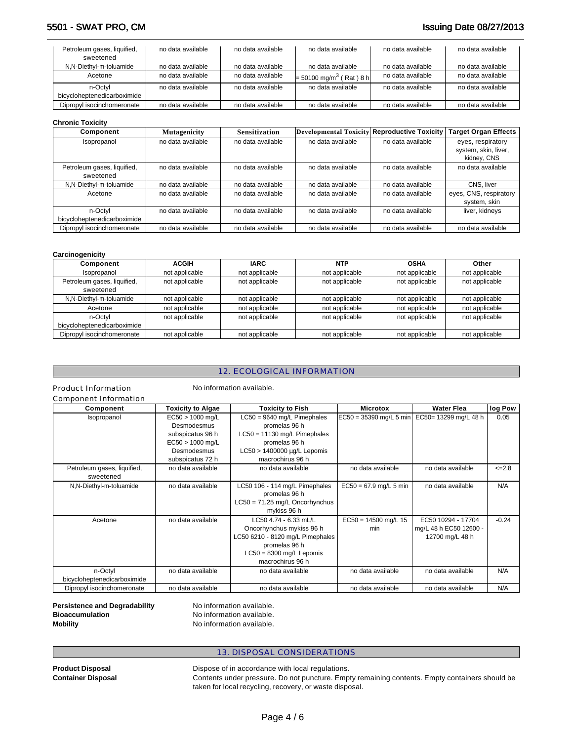| Petroleum gases, liquified, sweetened | no data available | no data available | no data available | no data available | no data available |
|---|---|---|---|---|---|
| N,N-Diethyl-m-toluamide | no data available | no data available | no data available | no data available | no data available |
| Acetone | no data available | no data available | = 50100 mg/m$^3$ ( Rat ) 8 h | no data available | no data available |
| n-Octyl bicycloheptenedicarboximide | no data available | no data available | no data available | no data available | no data available |
| Dipropyl isocinchomeronate | no data available | no data available | no data available | no data available | no data available |

**Chronic Toxicity**

| Component | Mutagenicity | Sensitization | Developmental Toxicity | Reproductive Toxicity | Target Organ Effects |
|---|---|---|---|---|---|
| Isopropanol | no data available | no data available | no data available | no data available | eyes, respiratory system, skin, liver, kidney, CNS |
| Petroleum gases, liquified, sweetened | no data available | no data available | no data available | no data available | no data available |
| N,N-Diethyl-m-toluamide | no data available | no data available | no data available | no data available | CNS, liver |
| Acetone | no data available | no data available | no data available | no data available | eyes, CNS, respiratory system, skin |
| n-Octyl bicycloheptenedicarboximide | no data available | no data available | no data available | no data available | liver, kidneys |
| Dipropyl isocinchomeronate | no data available | no data available | no data available | no data available | no data available |

**Carcinogenicity**

| Component | ACGIH | IARC | NTP | OSHA | Other |
|---|---|---|---|---|---|
| Isopropanol | not applicable | not applicable | not applicable | not applicable | not applicable |
| Petroleum gases, liquified, sweetened | not applicable | not applicable | not applicable | not applicable | not applicable |
| N,N-Diethyl-m-toluamide | not applicable | not applicable | not applicable | not applicable | not applicable |
| Acetone | not applicable | not applicable | not applicable | not applicable | not applicable |
| n-Octyl bicycloheptenedicarboximide | not applicable | not applicable | not applicable | not applicable | not applicable |
| Dipropyl isocinchomeronate | not applicable | not applicable | not applicable | not applicable | not applicable |

## 12. ECOLOGICAL INFORMATION

**Product Information** No information available.

**Component Information**

| Component | Toxicity to Algae | Toxicity to Fish | Microtox | Water Flea | log Pow |
|---|---|---|---|---|---|
| Isopropanol | EC50 > 1000 mg/L Desmodesmus subspicatus 96 h<br>EC50 > 1000 mg/L Desmodesmus subspicatus 72 h | LC50 = 9640 mg/L Pimephales promelas 96 h<br>LC50 = 11130 mg/L Pimephales promelas 96 h<br>LC50 > 1400000 µg/L Lepomis macrochirus 96 h | EC50 = 35390 mg/L 5 min | EC50= 13299 mg/L 48 h | 0.05 |
| Petroleum gases, liquified, sweetened | no data available | no data available | no data available | no data available | <=2.8 |
| N,N-Diethyl-m-toluamide | no data available | LC50 106 - 114 mg/L Pimephales promelas 96 h<br>LC50 = 71.25 mg/L Oncorhynchus mykiss 96 h | EC50 = 67.9 mg/L 5 min | no data available | N/A |
| Acetone | no data available | LC50 4.74 - 6.33 mL/L Oncorhynchus mykiss 96 h<br>LC50 6210 - 8120 mg/L Pimephales promelas 96 h<br>LC50 = 8300 mg/L Lepomis macrochirus 96 h | EC50 = 14500 mg/L 15 min | EC50 10294 - 17704 mg/L 48 h EC50 12600 - 12700 mg/L 48 h | -0.24 |
| n-Octyl bicycloheptenedicarboximide | no data available | no data available | no data available | no data available | N/A |
| Dipropyl isocinchomeronate | no data available | no data available | no data available | no data available | N/A |

**Persistence and Degradability** No information available.
**Bioaccumulation** No information available.
**Mobility** No information available.

## 13. DISPOSAL CONSIDERATIONS

**Product Disposal** Dispose of in accordance with local regulations.
**Container Disposal** Contents under pressure. Do not puncture. Empty remaining contents. Empty containers should be taken for local recycling, recovery, or waste disposal.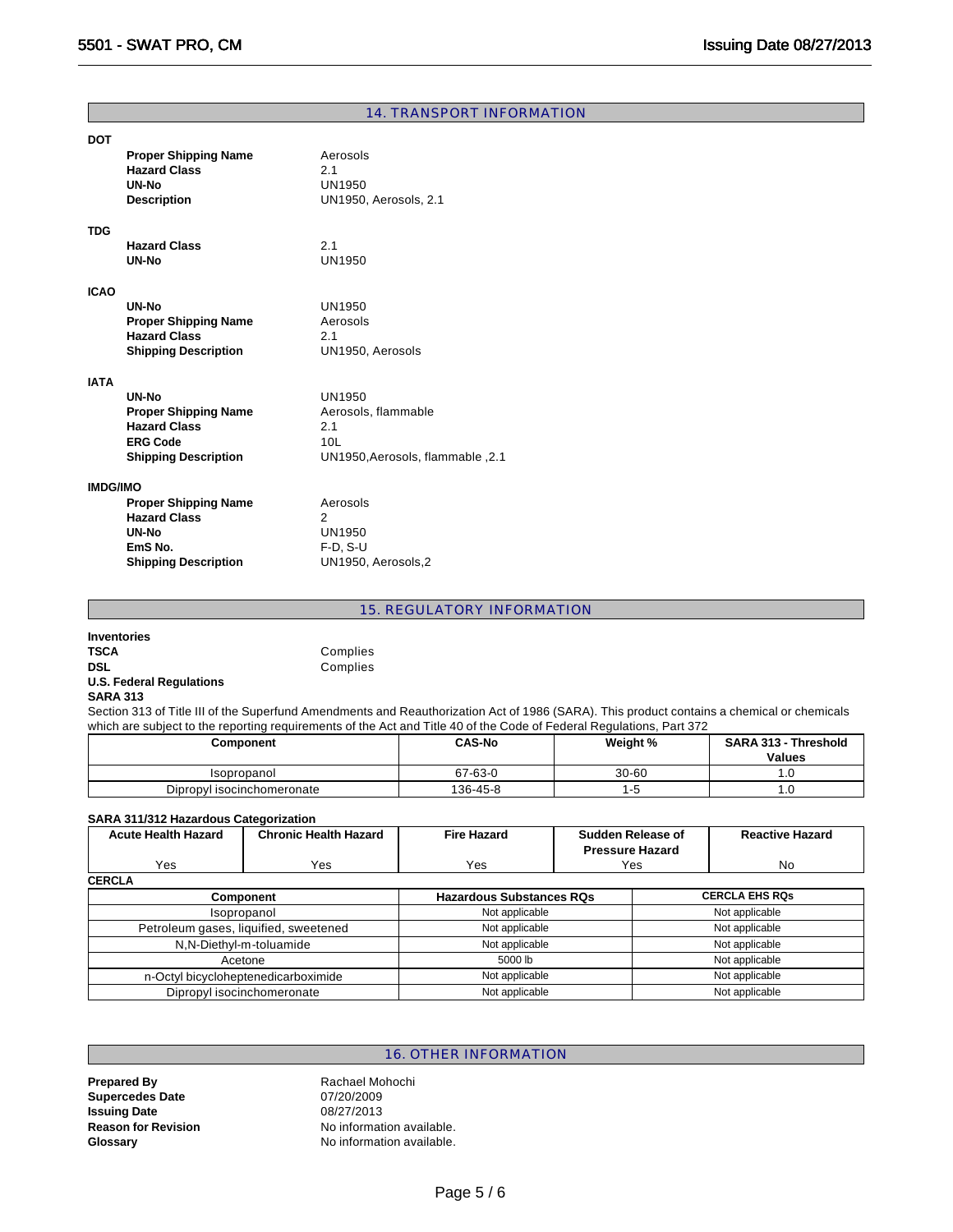## 14. TRANSPORT INFORMATION

**DOT**

| | |
|---|---|
| **Proper Shipping Name** | Aerosols |
| **Hazard Class** | 2.1 |
| **UN-No** | UN1950 |
| **Description** | UN1950, Aerosols, 2.1 |

**TDG**

| | |
|---|---|
| **Hazard Class** | 2.1 |
| **UN-No** | UN1950 |

**ICAO**

| | |
|---|---|
| **UN-No** | UN1950 |
| **Proper Shipping Name** | Aerosols |
| **Hazard Class** | 2.1 |
| **Shipping Description** | UN1950, Aerosols |

**IATA**

| | |
|---|---|
| **UN-No** | UN1950 |
| **Proper Shipping Name** | Aerosols, flammable |
| **Hazard Class** | 2.1 |
| **ERG Code** | 10L |
| **Shipping Description** | UN1950,Aerosols, flammable ,2.1 |

**IMDG/IMO**

| | |
|---|---|
| **Proper Shipping Name** | Aerosols |
| **Hazard Class** | 2 |
| **UN-No** | UN1950 |
| **EmS No.** | F-D, S-U |
| **Shipping Description** | UN1950, Aerosols,2 |

## 15. REGULATORY INFORMATION

**Inventories**

| | |
|---|---|
| **TSCA** | Complies |
| **DSL** | Complies |

**U.S. Federal Regulations**

**SARA 313**

Section 313 of Title III of the Superfund Amendments and Reauthorization Act of 1986 (SARA). This product contains a chemical or chemicals which are subject to the reporting requirements of the Act and Title 40 of the Code of Federal Regulations, Part 372

| Component | CAS-No | Weight % | SARA 313 - Threshold Values |
|---|---|---|---|
| Isopropanol | 67-63-0 | 30-60 | 1.0 |
| Dipropyl isocinchomeronate | 136-45-8 | 1-5 | 1.0 |

**SARA 311/312 Hazardous Categorization**

| Acute Health Hazard | Chronic Health Hazard | Fire Hazard | Sudden Release of Pressure Hazard | Reactive Hazard |
|---|---|---|---|---|
| Yes | Yes | Yes | Yes | No |

**CERCLA**

| Component | Hazardous Substances RQs | CERCLA EHS RQs |
|---|---|---|
| Isopropanol | Not applicable | Not applicable |
| Petroleum gases, liquified, sweetened | Not applicable | Not applicable |
| N,N-Diethyl-m-toluamide | Not applicable | Not applicable |
| Acetone | 5000 lb | Not applicable |
| n-Octyl bicycloheptenedicarboximide | Not applicable | Not applicable |
| Dipropyl isocinchomeronate | Not applicable | Not applicable |

## 16. OTHER INFORMATION

| | |
|---|---|
| **Prepared By** | Rachael Mohochi |
| **Supercedes Date** | 07/20/2009 |
| **Issuing Date** | 08/27/2013 |
| **Reason for Revision** | No information available. |
| **Glossary** | No information available. |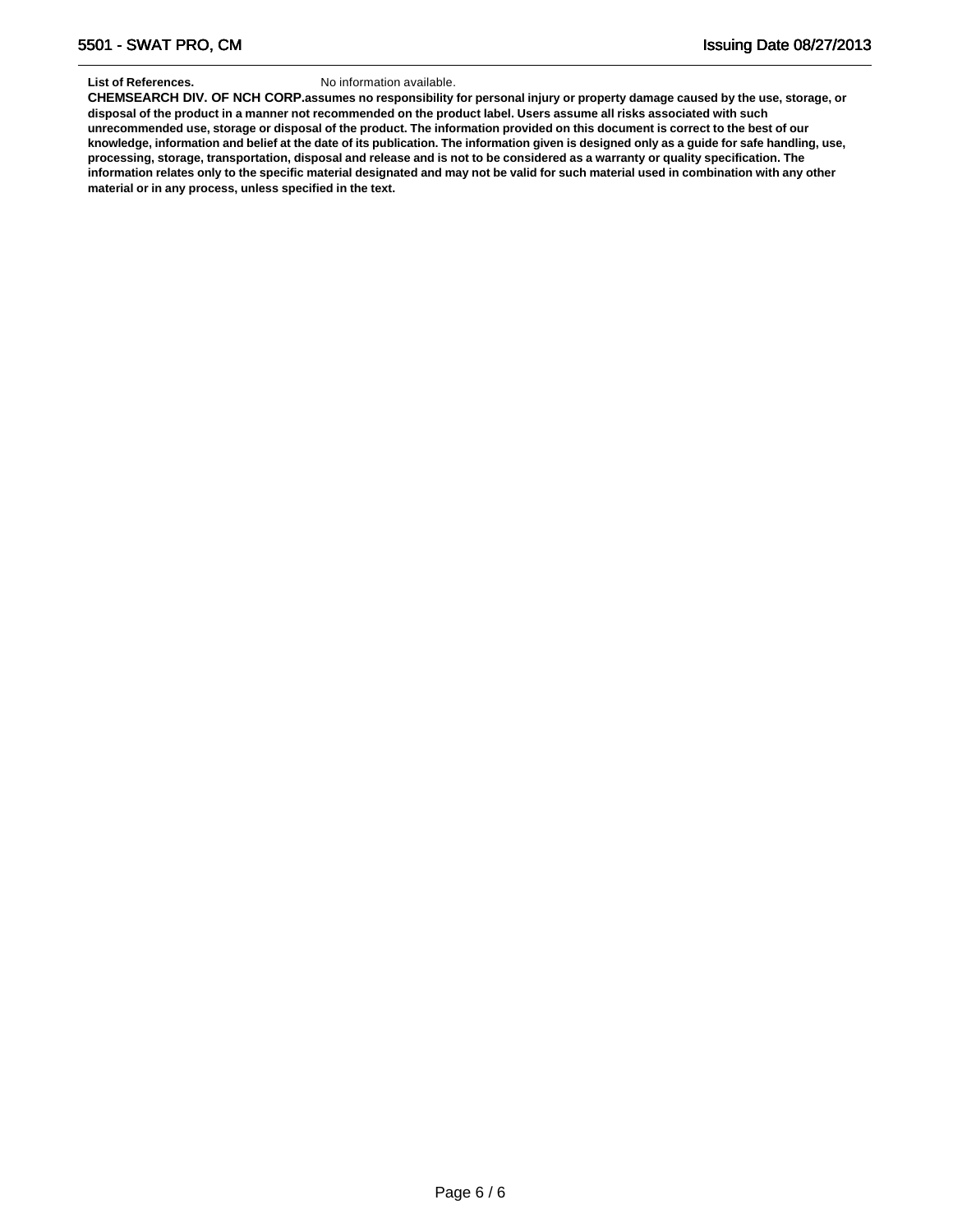**List of References.** No information available.

**CHEMSEARCH DIV. OF NCH CORP.assumes no responsibility for personal injury or property damage caused by the use, storage, or disposal of the product in a manner not recommended on the product label. Users assume all risks associated with such unrecommended use, storage or disposal of the product. The information provided on this document is correct to the best of our knowledge, information and belief at the date of its publication. The information given is designed only as a guide for safe handling, use, processing, storage, transportation, disposal and release and is not to be considered as a warranty or quality specification. The information relates only to the specific material designated and may not be valid for such material used in combination with any other material or in any process, unless specified in the text.**